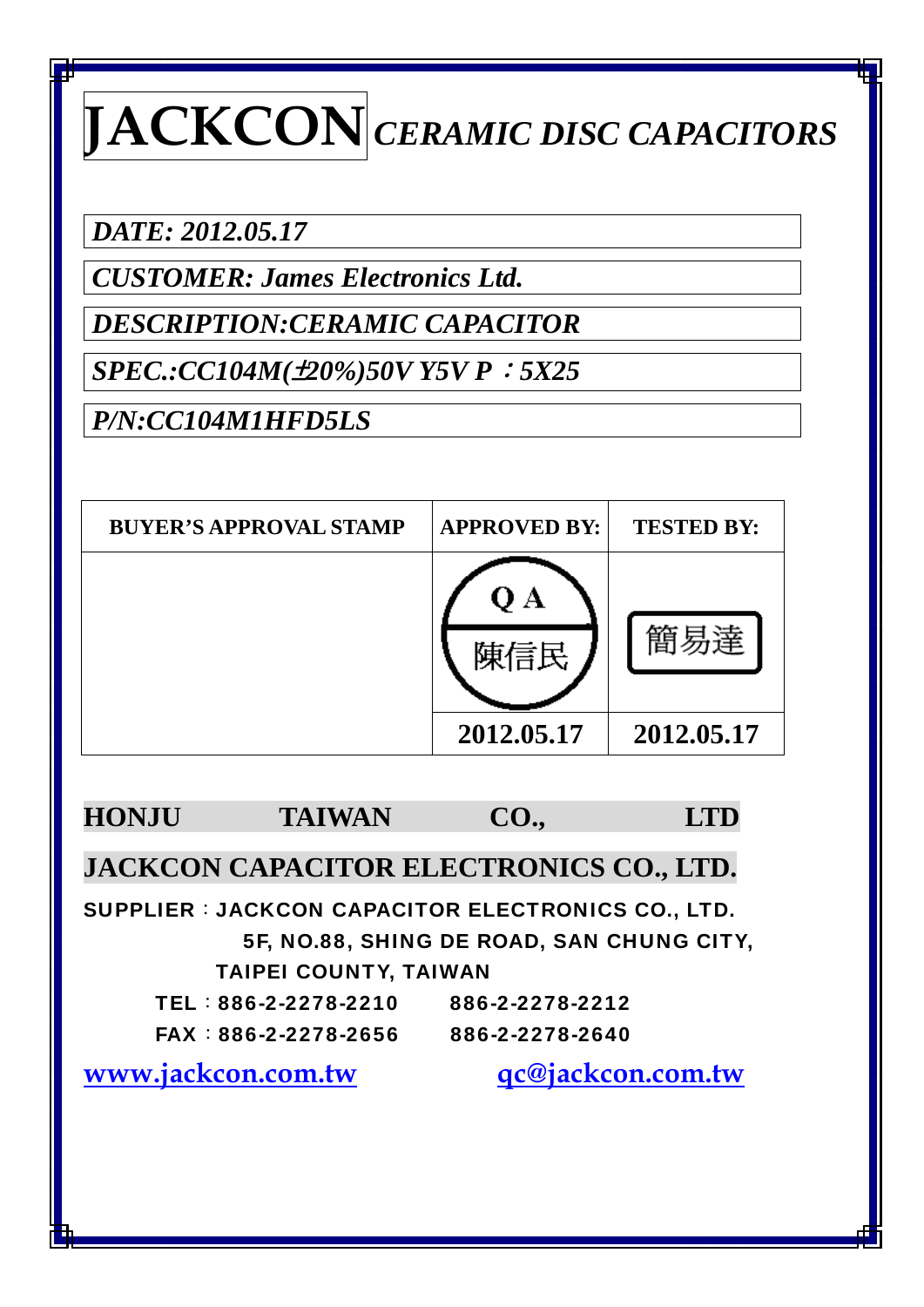# JACKCON *CERAMIC DISC CAPACITORS*

*DATE: 2012.05.17*

*CUSTOMER: James Electronics Ltd.*

*DESCRIPTION:CERAMIC CAPACITOR*

*SPEC.:CC104M(±20%)50V Y5V P：5X25*

*P/N:CC104M1HFD5LS*

| BUYER'S APPROVAL STAMP | APPROVED BY: | TESTED BY: |
|---|---|---|
| | Q A 陳信民 | 簡易達 |
| | 2012.05.17 | 2012.05.17 |

**HONJU TAIWAN CO., LTD**

**JACKCON CAPACITOR ELECTRONICS CO., LTD.**

**SUPPLIER：JACKCON CAPACITOR ELECTRONICS CO., LTD.**
**5F, NO.88, SHING DE ROAD, SAN CHUNG CITY,**
**TAIPEI COUNTY, TAIWAN**

**TEL：886-2-2278-2210 886-2-2278-2212**

**FAX：886-2-2278-2656 886-2-2278-2640**

www.jackcon.com.tw qc@jackcon.com.tw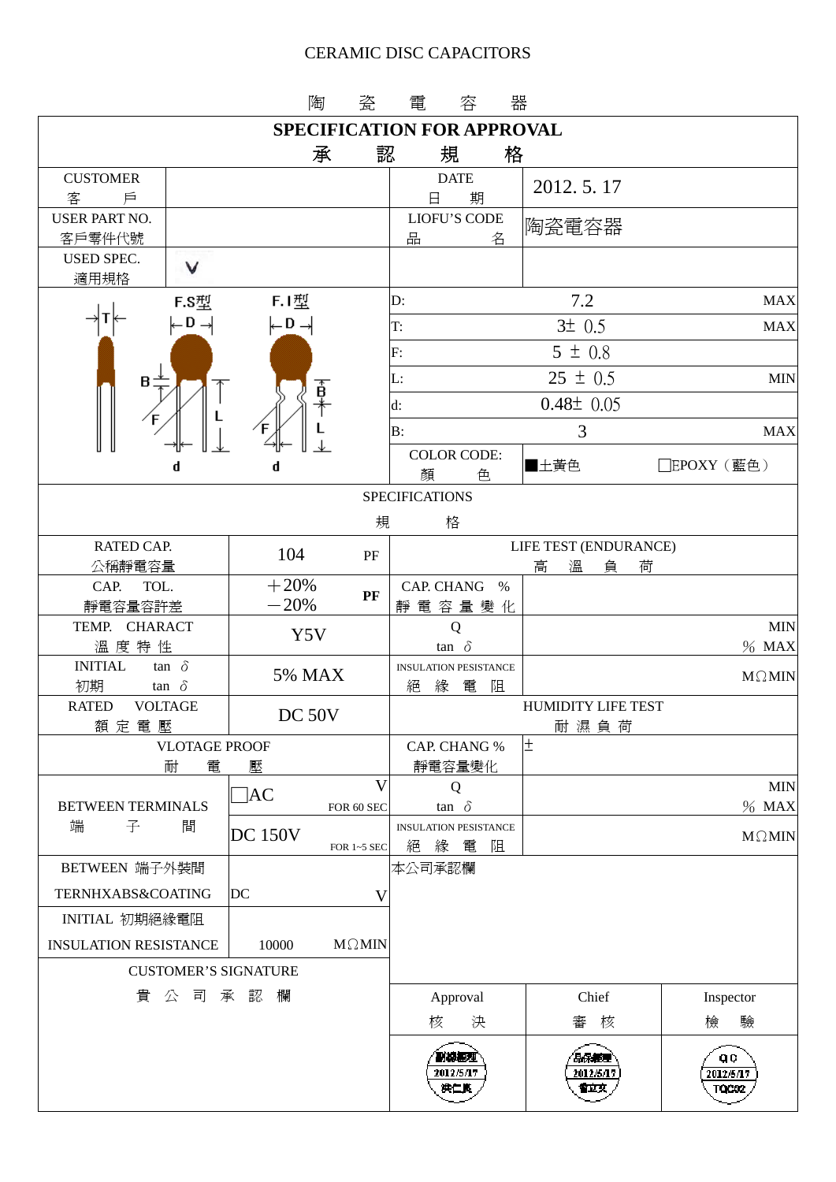CERAMIC DISC CAPACITORS

陶　瓷　電　容　器

## SPECIFICATION FOR APPROVAL

## 承　認　規　格

| | | | |
|---|---|---|---|
| CUSTOMER 客　戶 | | DATE 日　期 | 2012. 5. 17 |
| USER PART NO. 客戶零件代號 | | LIOFU'S CODE 品　名 | 陶瓷電容器 |
| USED SPEC. 適用規格 | V | | |

F.S型　F.I型

T　D　D　B　F　L　B　F　L　d　d

| | | |
|---|---|---|
| D: | 7.2 | MAX |
| T: | 3± 0.5 | MAX |
| F: | 5 ± 0.8 | |
| L: | 25 ± 0.5 | MIN |
| d: | 0.48± 0.05 | |
| B: | 3 | MAX |
| COLOR CODE: 顏　色 | ■土黃色 | □EPOXY（藍色） |

### SPECIFICATIONS 規　格

| | | | | |
|---|---|---|---|---|
| RATED CAP. 公稱靜電容量 | 104 | PF | LIFE TEST (ENDURANCE) 高　溫　負　荷 | |
| CAP. TOL. 靜電容量容許差 | +20% −20% | PF | CAP. CHANG % 靜電容量變化 | |
| TEMP. CHARACT 溫度特性 | Y5V | | Q / tan δ | MIN / % MAX |
| INITIAL tan δ 初期 tan δ | 5% MAX | | INSULATION PESISTANCE 絕　緣　電　阻 | MΩMIN |
| RATED VOLTAGE 額定電壓 | DC 50V | | HUMIDITY LIFE TEST 耐濕負荷 | |
| VLOTAGE PROOF 耐　電　壓 | | | CAP. CHANG % 靜電容量變化 | ± |
| BETWEEN TERMINALS 端　子　間 | □AC　V FOR 60 SEC | | Q / tan δ | MIN / % MAX |
| | DC 150V FOR 1~5 SEC | | INSULATION PESISTANCE 絕　緣　電　阻 | MΩMIN |
| BETWEEN 端子外裝間 TERNHXABS&COATING | DC　V | | 本公司承認欄 | |
| INITIAL 初期絕緣電阻 INSULATION RESISTANCE | 10000　MΩMIN | | | |
| CUSTOMER'S SIGNATURE 貴公司承認欄 | | | | |

| Approval 核　決 | Chief 審　核 | Inspector 檢　驗 |
|---|---|---|
| 副總經理 2012/5/17 洪仁民 | 品保經理 2012/5/17 曾立文 | QC 2012/5/17 TQC02 |